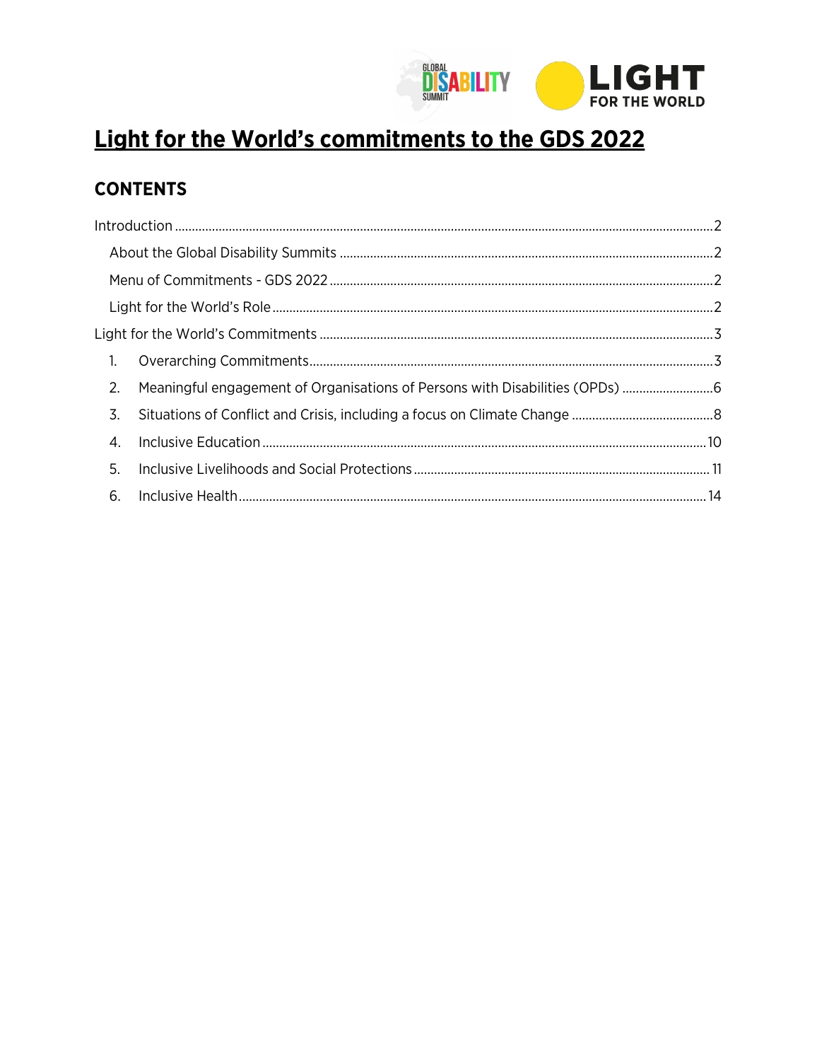# Light for the World's commitments to the GDS 2022

## CONTENTS

- Introduction ........ 2
  - About the Global Disability Summits ........ 2
  - Menu of Commitments - GDS 2022 ........ 2
  - Light for the World's Role ........ 2
- Light for the World's Commitments ........ 3
  1. Overarching Commitments ........ 3
  2. Meaningful engagement of Organisations of Persons with Disabilities (OPDs) ........ 6
  3. Situations of Conflict and Crisis, including a focus on Climate Change ........ 8
  4. Inclusive Education ........ 10
  5. Inclusive Livelihoods and Social Protections ........ 11
  6. Inclusive Health ........ 14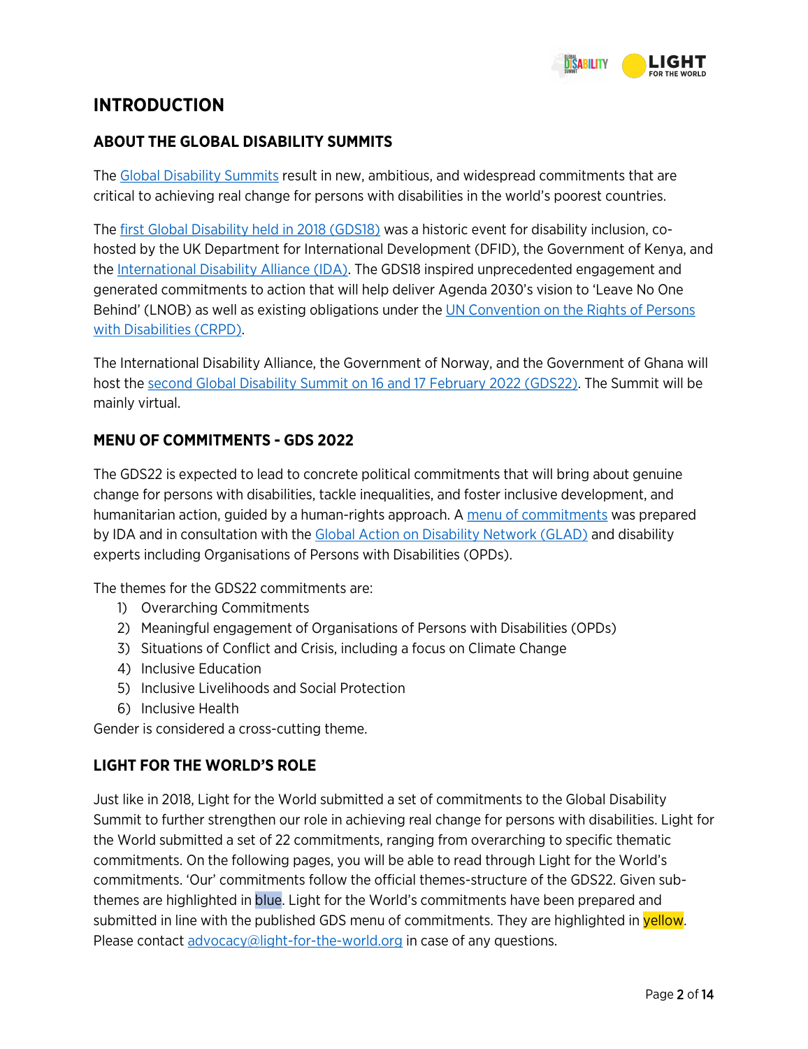# INTRODUCTION

## ABOUT THE GLOBAL DISABILITY SUMMITS

The Global Disability Summits result in new, ambitious, and widespread commitments that are critical to achieving real change for persons with disabilities in the world's poorest countries.

The first Global Disability held in 2018 (GDS18) was a historic event for disability inclusion, co-hosted by the UK Department for International Development (DFID), the Government of Kenya, and the International Disability Alliance (IDA). The GDS18 inspired unprecedented engagement and generated commitments to action that will help deliver Agenda 2030's vision to 'Leave No One Behind' (LNOB) as well as existing obligations under the UN Convention on the Rights of Persons with Disabilities (CRPD).

The International Disability Alliance, the Government of Norway, and the Government of Ghana will host the second Global Disability Summit on 16 and 17 February 2022 (GDS22). The Summit will be mainly virtual.

## MENU OF COMMITMENTS - GDS 2022

The GDS22 is expected to lead to concrete political commitments that will bring about genuine change for persons with disabilities, tackle inequalities, and foster inclusive development, and humanitarian action, guided by a human-rights approach. A menu of commitments was prepared by IDA and in consultation with the Global Action on Disability Network (GLAD) and disability experts including Organisations of Persons with Disabilities (OPDs).

The themes for the GDS22 commitments are:

1) Overarching Commitments
2) Meaningful engagement of Organisations of Persons with Disabilities (OPDs)
3) Situations of Conflict and Crisis, including a focus on Climate Change
4) Inclusive Education
5) Inclusive Livelihoods and Social Protection
6) Inclusive Health

Gender is considered a cross-cutting theme.

## LIGHT FOR THE WORLD'S ROLE

Just like in 2018, Light for the World submitted a set of commitments to the Global Disability Summit to further strengthen our role in achieving real change for persons with disabilities. Light for the World submitted a set of 22 commitments, ranging from overarching to specific thematic commitments. On the following pages, you will be able to read through Light for the World's commitments. 'Our' commitments follow the official themes-structure of the GDS22. Given sub-themes are highlighted in blue. Light for the World's commitments have been prepared and submitted in line with the published GDS menu of commitments. They are highlighted in yellow. Please contact advocacy@light-for-the-world.org in case of any questions.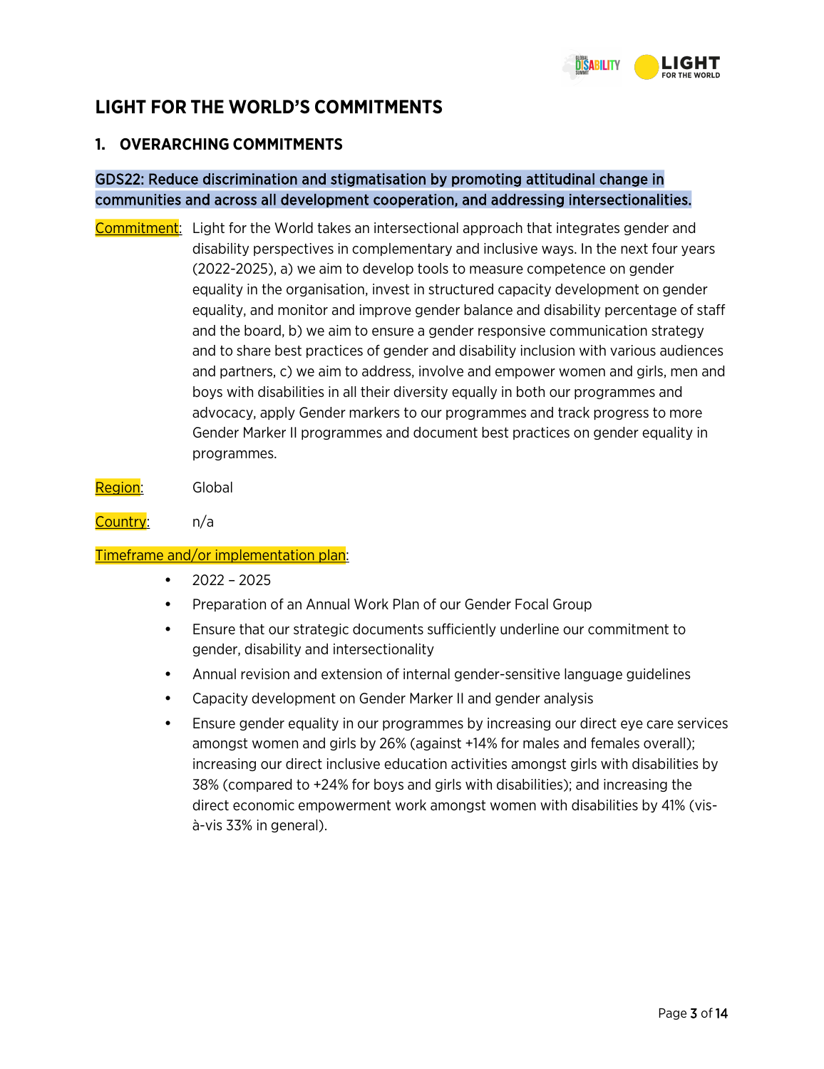# LIGHT FOR THE WORLD'S COMMITMENTS

## 1. OVERARCHING COMMITMENTS

### GDS22: Reduce discrimination and stigmatisation by promoting attitudinal change in communities and across all development cooperation, and addressing intersectionalities.

Commitment: Light for the World takes an intersectional approach that integrates gender and disability perspectives in complementary and inclusive ways. In the next four years (2022-2025), a) we aim to develop tools to measure competence on gender equality in the organisation, invest in structured capacity development on gender equality, and monitor and improve gender balance and disability percentage of staff and the board, b) we aim to ensure a gender responsive communication strategy and to share best practices of gender and disability inclusion with various audiences and partners, c) we aim to address, involve and empower women and girls, men and boys with disabilities in all their diversity equally in both our programmes and advocacy, apply Gender markers to our programmes and track progress to more Gender Marker II programmes and document best practices on gender equality in programmes.

Region: Global

Country: n/a

Timeframe and/or implementation plan:

- 2022 – 2025
- Preparation of an Annual Work Plan of our Gender Focal Group
- Ensure that our strategic documents sufficiently underline our commitment to gender, disability and intersectionality
- Annual revision and extension of internal gender-sensitive language guidelines
- Capacity development on Gender Marker II and gender analysis
- Ensure gender equality in our programmes by increasing our direct eye care services amongst women and girls by 26% (against +14% for males and females overall); increasing our direct inclusive education activities amongst girls with disabilities by 38% (compared to +24% for boys and girls with disabilities); and increasing the direct economic empowerment work amongst women with disabilities by 41% (vis-à-vis 33% in general).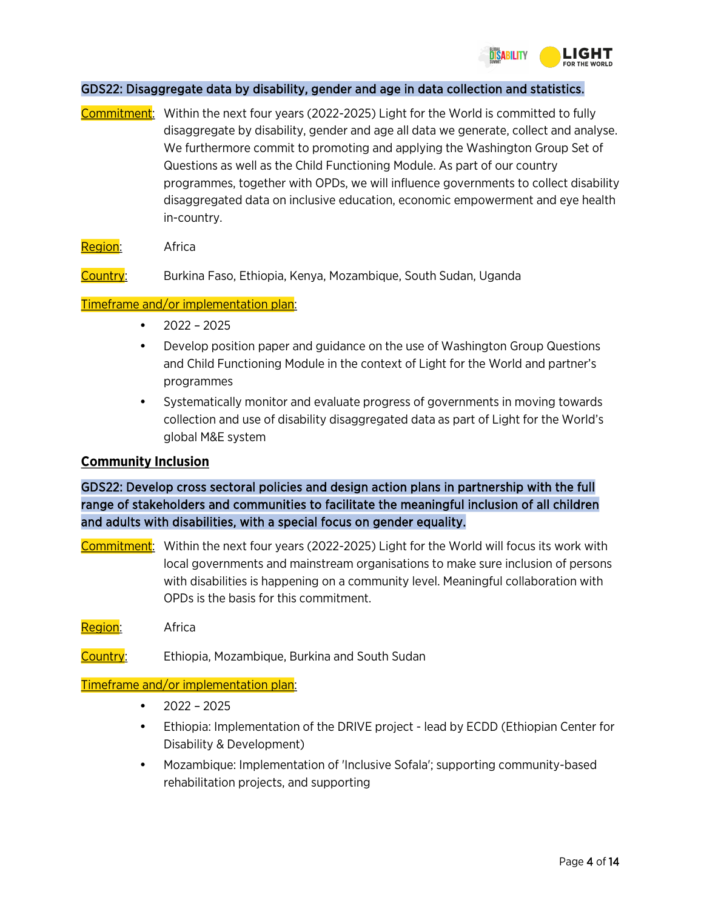**GDS22: Disaggregate data by disability, gender and age in data collection and statistics.**

Commitment: Within the next four years (2022-2025) Light for the World is committed to fully disaggregate by disability, gender and age all data we generate, collect and analyse. We furthermore commit to promoting and applying the Washington Group Set of Questions as well as the Child Functioning Module. As part of our country programmes, together with OPDs, we will influence governments to collect disability disaggregated data on inclusive education, economic empowerment and eye health in-country.

Region: Africa

Country: Burkina Faso, Ethiopia, Kenya, Mozambique, South Sudan, Uganda

Timeframe and/or implementation plan:

- 2022 – 2025
- Develop position paper and guidance on the use of Washington Group Questions and Child Functioning Module in the context of Light for the World and partner's programmes
- Systematically monitor and evaluate progress of governments in moving towards collection and use of disability disaggregated data as part of Light for the World's global M&E system

## Community Inclusion

**GDS22: Develop cross sectoral policies and design action plans in partnership with the full range of stakeholders and communities to facilitate the meaningful inclusion of all children and adults with disabilities, with a special focus on gender equality.**

Commitment: Within the next four years (2022-2025) Light for the World will focus its work with local governments and mainstream organisations to make sure inclusion of persons with disabilities is happening on a community level. Meaningful collaboration with OPDs is the basis for this commitment.

Region: Africa

Country: Ethiopia, Mozambique, Burkina and South Sudan

Timeframe and/or implementation plan:

- 2022 – 2025
- Ethiopia: Implementation of the DRIVE project - lead by ECDD (Ethiopian Center for Disability & Development)
- Mozambique: Implementation of 'Inclusive Sofala'; supporting community-based rehabilitation projects, and supporting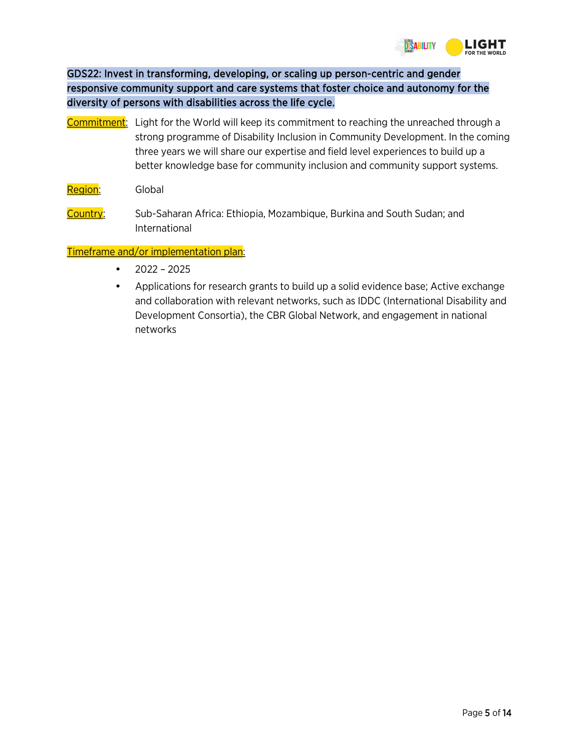**GDS22: Invest in transforming, developing, or scaling up person-centric and gender responsive community support and care systems that foster choice and autonomy for the diversity of persons with disabilities across the life cycle.**

Commitment: Light for the World will keep its commitment to reaching the unreached through a strong programme of Disability Inclusion in Community Development. In the coming three years we will share our expertise and field level experiences to build up a better knowledge base for community inclusion and community support systems.

Region: Global

Country: Sub-Saharan Africa: Ethiopia, Mozambique, Burkina and South Sudan; and International

Timeframe and/or implementation plan:

- 2022 – 2025
- Applications for research grants to build up a solid evidence base; Active exchange and collaboration with relevant networks, such as IDDC (International Disability and Development Consortia), the CBR Global Network, and engagement in national networks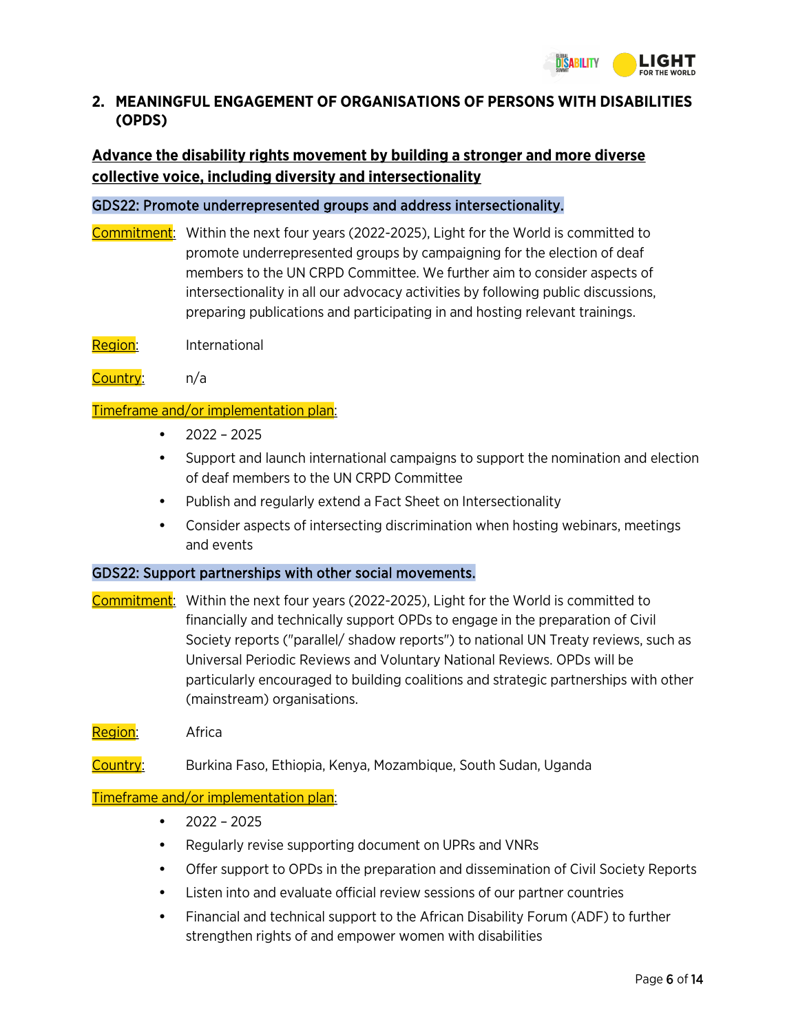## 2. MEANINGFUL ENGAGEMENT OF ORGANISATIONS OF PERSONS WITH DISABILITIES (OPDS)

### Advance the disability rights movement by building a stronger and more diverse collective voice, including diversity and intersectionality

**GDS22: Promote underrepresented groups and address intersectionality.**

Commitment: Within the next four years (2022-2025), Light for the World is committed to promote underrepresented groups by campaigning for the election of deaf members to the UN CRPD Committee. We further aim to consider aspects of intersectionality in all our advocacy activities by following public discussions, preparing publications and participating in and hosting relevant trainings.

Region: International

Country: n/a

Timeframe and/or implementation plan:

- 2022 – 2025
- Support and launch international campaigns to support the nomination and election of deaf members to the UN CRPD Committee
- Publish and regularly extend a Fact Sheet on Intersectionality
- Consider aspects of intersecting discrimination when hosting webinars, meetings and events

**GDS22: Support partnerships with other social movements.**

Commitment: Within the next four years (2022-2025), Light for the World is committed to financially and technically support OPDs to engage in the preparation of Civil Society reports ("parallel/ shadow reports") to national UN Treaty reviews, such as Universal Periodic Reviews and Voluntary National Reviews. OPDs will be particularly encouraged to building coalitions and strategic partnerships with other (mainstream) organisations.

Region: Africa

Country: Burkina Faso, Ethiopia, Kenya, Mozambique, South Sudan, Uganda

Timeframe and/or implementation plan:

- 2022 – 2025
- Regularly revise supporting document on UPRs and VNRs
- Offer support to OPDs in the preparation and dissemination of Civil Society Reports
- Listen into and evaluate official review sessions of our partner countries
- Financial and technical support to the African Disability Forum (ADF) to further strengthen rights of and empower women with disabilities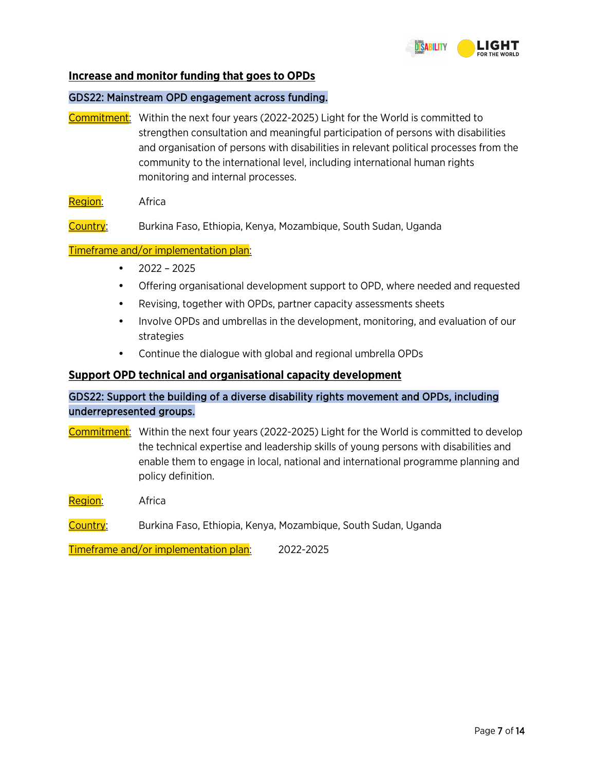## Increase and monitor funding that goes to OPDs

### GDS22: Mainstream OPD engagement across funding.

**Commitment**: Within the next four years (2022-2025) Light for the World is committed to strengthen consultation and meaningful participation of persons with disabilities and organisation of persons with disabilities in relevant political processes from the community to the international level, including international human rights monitoring and internal processes.

**Region**: Africa

**Country**: Burkina Faso, Ethiopia, Kenya, Mozambique, South Sudan, Uganda

**Timeframe and/or implementation plan**:

- 2022 – 2025
- Offering organisational development support to OPD, where needed and requested
- Revising, together with OPDs, partner capacity assessments sheets
- Involve OPDs and umbrellas in the development, monitoring, and evaluation of our strategies
- Continue the dialogue with global and regional umbrella OPDs

## Support OPD technical and organisational capacity development

### GDS22: Support the building of a diverse disability rights movement and OPDs, including underrepresented groups.

**Commitment**: Within the next four years (2022-2025) Light for the World is committed to develop the technical expertise and leadership skills of young persons with disabilities and enable them to engage in local, national and international programme planning and policy definition.

**Region**: Africa

**Country**: Burkina Faso, Ethiopia, Kenya, Mozambique, South Sudan, Uganda

**Timeframe and/or implementation plan**: 2022-2025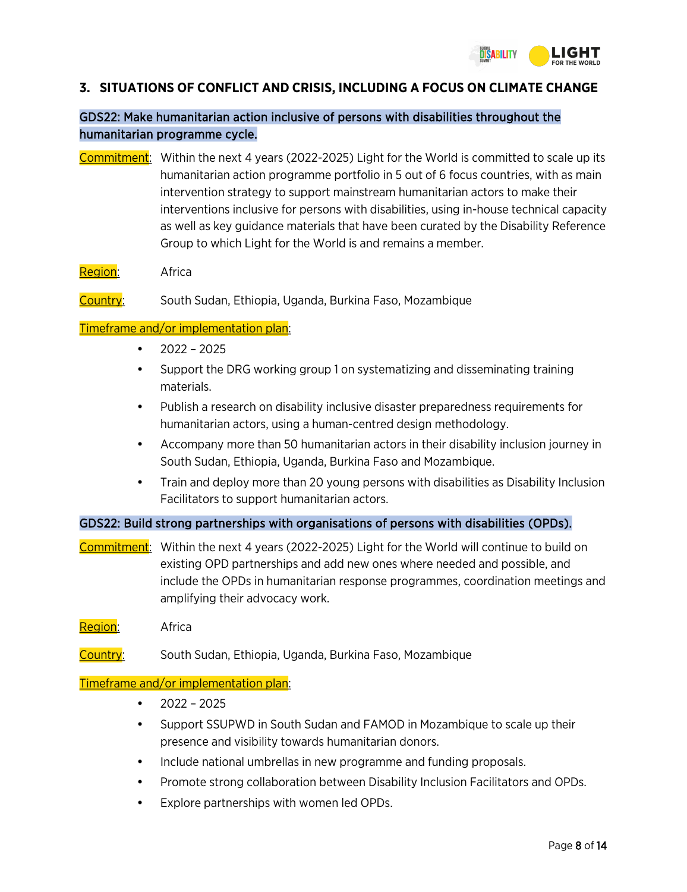## 3. SITUATIONS OF CONFLICT AND CRISIS, INCLUDING A FOCUS ON CLIMATE CHANGE

### GDS22: Make humanitarian action inclusive of persons with disabilities throughout the humanitarian programme cycle.

**Commitment:** Within the next 4 years (2022-2025) Light for the World is committed to scale up its humanitarian action programme portfolio in 5 out of 6 focus countries, with as main intervention strategy to support mainstream humanitarian actors to make their interventions inclusive for persons with disabilities, using in-house technical capacity as well as key guidance materials that have been curated by the Disability Reference Group to which Light for the World is and remains a member.

**Region:** Africa

**Country:** South Sudan, Ethiopia, Uganda, Burkina Faso, Mozambique

**Timeframe and/or implementation plan:**

- 2022 – 2025
- Support the DRG working group 1 on systematizing and disseminating training materials.
- Publish a research on disability inclusive disaster preparedness requirements for humanitarian actors, using a human-centred design methodology.
- Accompany more than 50 humanitarian actors in their disability inclusion journey in South Sudan, Ethiopia, Uganda, Burkina Faso and Mozambique.
- Train and deploy more than 20 young persons with disabilities as Disability Inclusion Facilitators to support humanitarian actors.

### GDS22: Build strong partnerships with organisations of persons with disabilities (OPDs).

**Commitment:** Within the next 4 years (2022-2025) Light for the World will continue to build on existing OPD partnerships and add new ones where needed and possible, and include the OPDs in humanitarian response programmes, coordination meetings and amplifying their advocacy work.

**Region:** Africa

**Country:** South Sudan, Ethiopia, Uganda, Burkina Faso, Mozambique

**Timeframe and/or implementation plan:**

- 2022 – 2025
- Support SSUPWD in South Sudan and FAMOD in Mozambique to scale up their presence and visibility towards humanitarian donors.
- Include national umbrellas in new programme and funding proposals.
- Promote strong collaboration between Disability Inclusion Facilitators and OPDs.
- Explore partnerships with women led OPDs.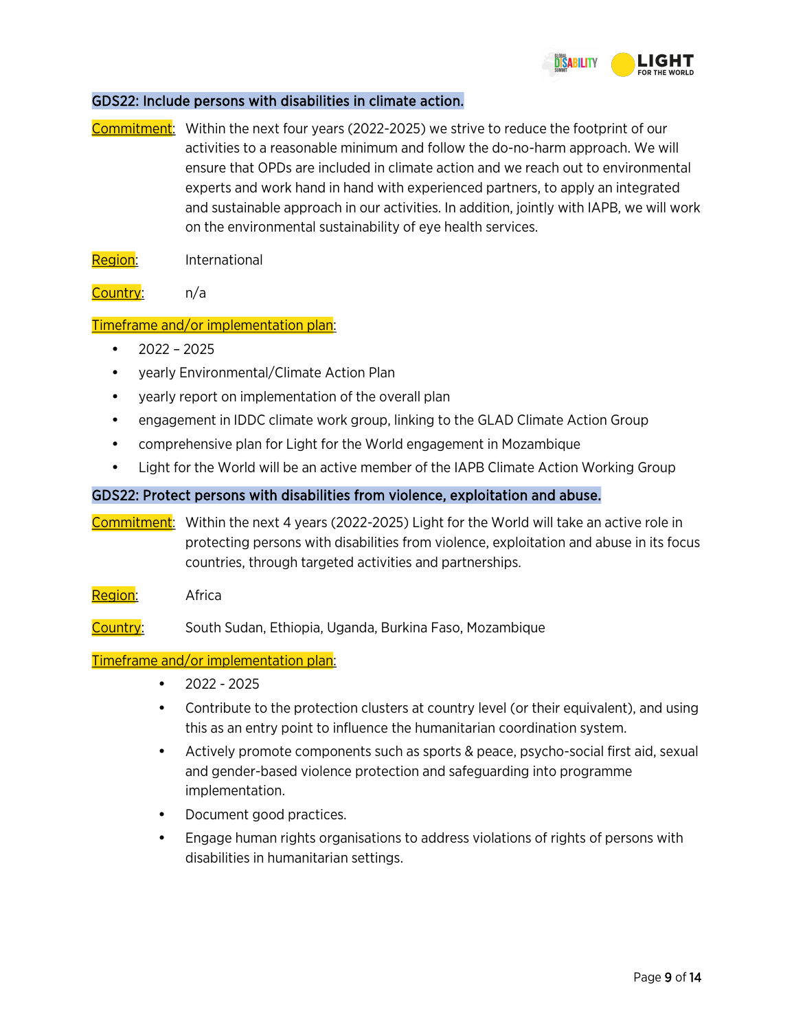## GDS22: Include persons with disabilities in climate action.

**Commitment**: Within the next four years (2022-2025) we strive to reduce the footprint of our activities to a reasonable minimum and follow the do-no-harm approach. We will ensure that OPDs are included in climate action and we reach out to environmental experts and work hand in hand with experienced partners, to apply an integrated and sustainable approach in our activities. In addition, jointly with IAPB, we will work on the environmental sustainability of eye health services.

**Region**: International

**Country**: n/a

**Timeframe and/or implementation plan**:

- 2022 – 2025
- yearly Environmental/Climate Action Plan
- yearly report on implementation of the overall plan
- engagement in IDDC climate work group, linking to the GLAD Climate Action Group
- comprehensive plan for Light for the World engagement in Mozambique
- Light for the World will be an active member of the IAPB Climate Action Working Group

## GDS22: Protect persons with disabilities from violence, exploitation and abuse.

**Commitment**: Within the next 4 years (2022-2025) Light for the World will take an active role in protecting persons with disabilities from violence, exploitation and abuse in its focus countries, through targeted activities and partnerships.

**Region**: Africa

**Country**: South Sudan, Ethiopia, Uganda, Burkina Faso, Mozambique

**Timeframe and/or implementation plan**:

- 2022 - 2025
- Contribute to the protection clusters at country level (or their equivalent), and using this as an entry point to influence the humanitarian coordination system.
- Actively promote components such as sports & peace, psycho-social first aid, sexual and gender-based violence protection and safeguarding into programme implementation.
- Document good practices.
- Engage human rights organisations to address violations of rights of persons with disabilities in humanitarian settings.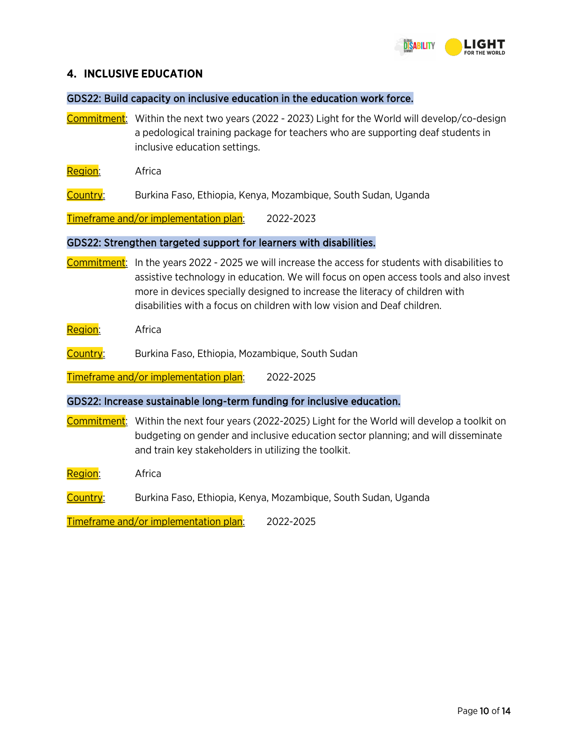## 4. INCLUSIVE EDUCATION

### GDS22: Build capacity on inclusive education in the education work force.

Commitment: Within the next two years (2022 - 2023) Light for the World will develop/co-design a pedological training package for teachers who are supporting deaf students in inclusive education settings.

Region: Africa

Country: Burkina Faso, Ethiopia, Kenya, Mozambique, South Sudan, Uganda

Timeframe and/or implementation plan: 2022-2023

### GDS22: Strengthen targeted support for learners with disabilities.

Commitment: In the years 2022 - 2025 we will increase the access for students with disabilities to assistive technology in education. We will focus on open access tools and also invest more in devices specially designed to increase the literacy of children with disabilities with a focus on children with low vision and Deaf children.

Region: Africa

Country: Burkina Faso, Ethiopia, Mozambique, South Sudan

Timeframe and/or implementation plan: 2022-2025

### GDS22: Increase sustainable long-term funding for inclusive education.

Commitment: Within the next four years (2022-2025) Light for the World will develop a toolkit on budgeting on gender and inclusive education sector planning; and will disseminate and train key stakeholders in utilizing the toolkit.

Region: Africa

Country: Burkina Faso, Ethiopia, Kenya, Mozambique, South Sudan, Uganda

Timeframe and/or implementation plan: 2022-2025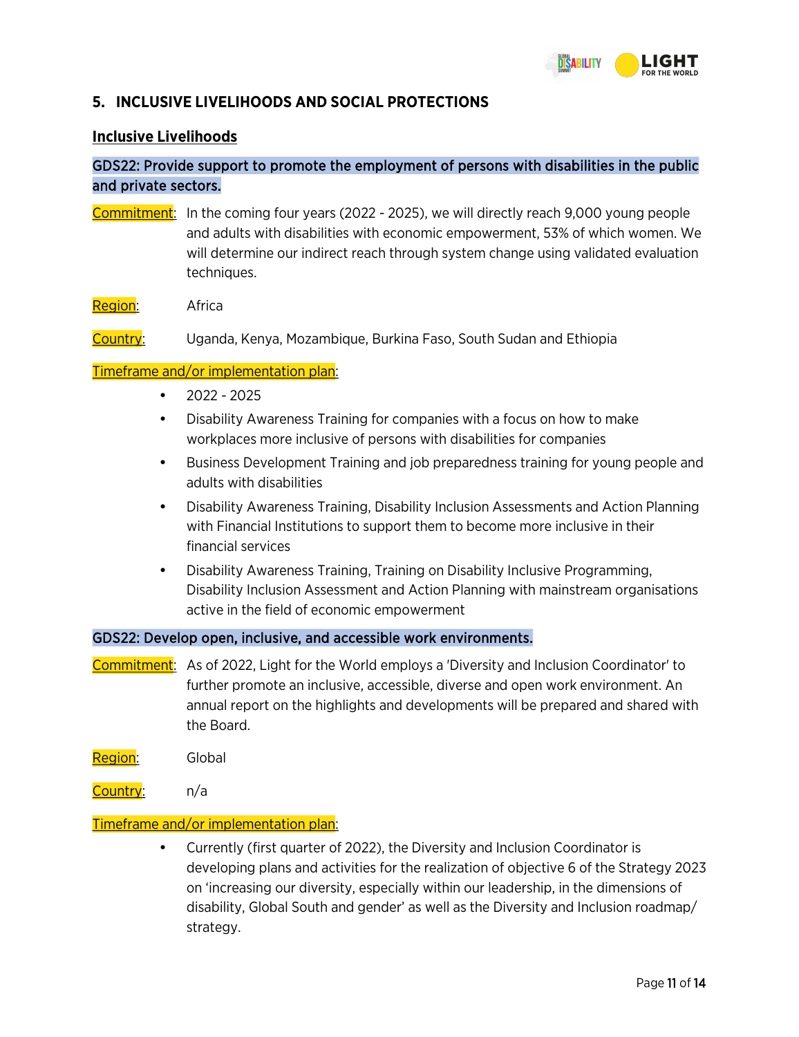## 5. INCLUSIVE LIVELIHOODS AND SOCIAL PROTECTIONS

### Inclusive Livelihoods

**GDS22: Provide support to promote the employment of persons with disabilities in the public and private sectors.**

Commitment: In the coming four years (2022 - 2025), we will directly reach 9,000 young people and adults with disabilities with economic empowerment, 53% of which women. We will determine our indirect reach through system change using validated evaluation techniques.

Region: Africa

Country: Uganda, Kenya, Mozambique, Burkina Faso, South Sudan and Ethiopia

Timeframe and/or implementation plan:

- 2022 - 2025
- Disability Awareness Training for companies with a focus on how to make workplaces more inclusive of persons with disabilities for companies
- Business Development Training and job preparedness training for young people and adults with disabilities
- Disability Awareness Training, Disability Inclusion Assessments and Action Planning with Financial Institutions to support them to become more inclusive in their financial services
- Disability Awareness Training, Training on Disability Inclusive Programming, Disability Inclusion Assessment and Action Planning with mainstream organisations active in the field of economic empowerment

**GDS22: Develop open, inclusive, and accessible work environments.**

Commitment: As of 2022, Light for the World employs a 'Diversity and Inclusion Coordinator' to further promote an inclusive, accessible, diverse and open work environment. An annual report on the highlights and developments will be prepared and shared with the Board.

Region: Global

Country: n/a

Timeframe and/or implementation plan:

- Currently (first quarter of 2022), the Diversity and Inclusion Coordinator is developing plans and activities for the realization of objective 6 of the Strategy 2023 on 'increasing our diversity, especially within our leadership, in the dimensions of disability, Global South and gender' as well as the Diversity and Inclusion roadmap/ strategy.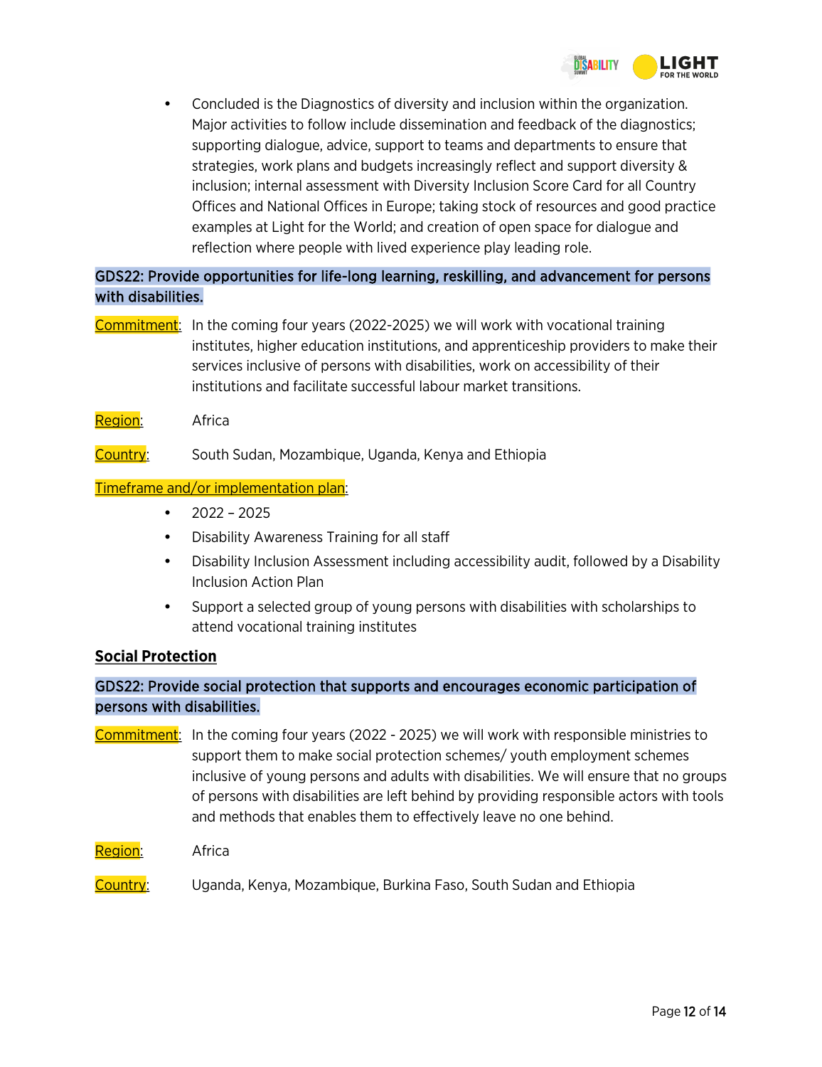- Concluded is the Diagnostics of diversity and inclusion within the organization. Major activities to follow include dissemination and feedback of the diagnostics; supporting dialogue, advice, support to teams and departments to ensure that strategies, work plans and budgets increasingly reflect and support diversity & inclusion; internal assessment with Diversity Inclusion Score Card for all Country Offices and National Offices in Europe; taking stock of resources and good practice examples at Light for the World; and creation of open space for dialogue and reflection where people with lived experience play leading role.

**GDS22: Provide opportunities for life-long learning, reskilling, and advancement for persons with disabilities.**

Commitment: In the coming four years (2022-2025) we will work with vocational training institutes, higher education institutions, and apprenticeship providers to make their services inclusive of persons with disabilities, work on accessibility of their institutions and facilitate successful labour market transitions.

Region: Africa

Country: South Sudan, Mozambique, Uganda, Kenya and Ethiopia

Timeframe and/or implementation plan:

- 2022 – 2025
- Disability Awareness Training for all staff
- Disability Inclusion Assessment including accessibility audit, followed by a Disability Inclusion Action Plan
- Support a selected group of young persons with disabilities with scholarships to attend vocational training institutes

## Social Protection

**GDS22: Provide social protection that supports and encourages economic participation of persons with disabilities.**

Commitment: In the coming four years (2022 - 2025) we will work with responsible ministries to support them to make social protection schemes/ youth employment schemes inclusive of young persons and adults with disabilities. We will ensure that no groups of persons with disabilities are left behind by providing responsible actors with tools and methods that enables them to effectively leave no one behind.

Region: Africa

Country: Uganda, Kenya, Mozambique, Burkina Faso, South Sudan and Ethiopia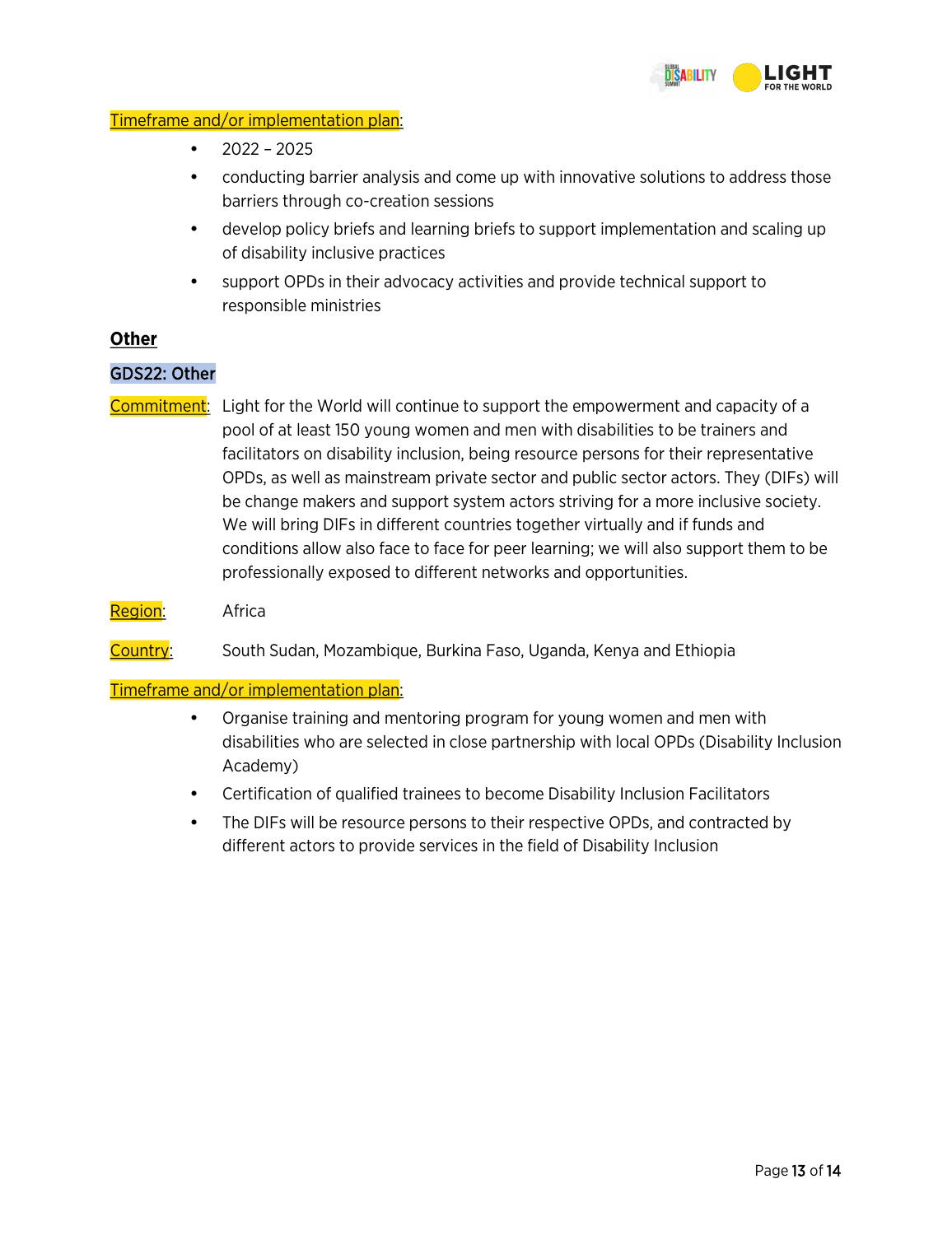Timeframe and/or implementation plan:

- 2022 – 2025
- conducting barrier analysis and come up with innovative solutions to address those barriers through co-creation sessions
- develop policy briefs and learning briefs to support implementation and scaling up of disability inclusive practices
- support OPDs in their advocacy activities and provide technical support to responsible ministries

## Other

### GDS22: Other

Commitment: Light for the World will continue to support the empowerment and capacity of a pool of at least 150 young women and men with disabilities to be trainers and facilitators on disability inclusion, being resource persons for their representative OPDs, as well as mainstream private sector and public sector actors. They (DIFs) will be change makers and support system actors striving for a more inclusive society. We will bring DIFs in different countries together virtually and if funds and conditions allow also face to face for peer learning; we will also support them to be professionally exposed to different networks and opportunities.

Region: Africa

Country: South Sudan, Mozambique, Burkina Faso, Uganda, Kenya and Ethiopia

Timeframe and/or implementation plan:

- Organise training and mentoring program for young women and men with disabilities who are selected in close partnership with local OPDs (Disability Inclusion Academy)
- Certification of qualified trainees to become Disability Inclusion Facilitators
- The DIFs will be resource persons to their respective OPDs, and contracted by different actors to provide services in the field of Disability Inclusion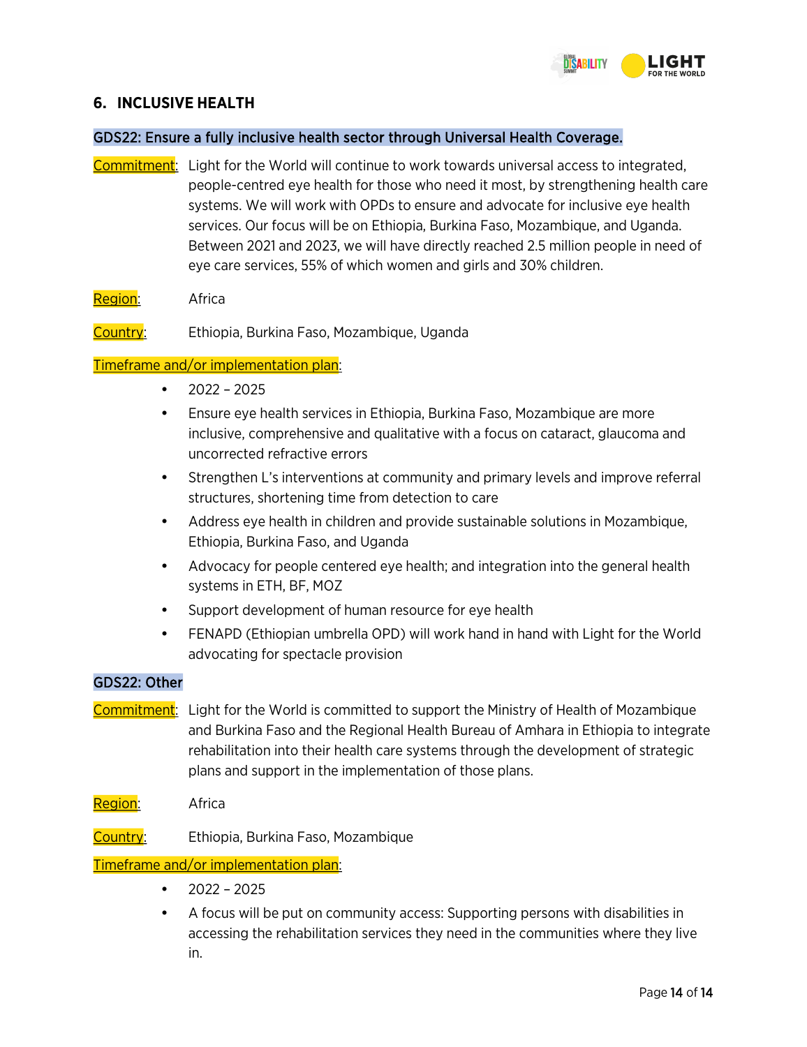## 6. INCLUSIVE HEALTH

**GDS22: Ensure a fully inclusive health sector through Universal Health Coverage.**

Commitment: Light for the World will continue to work towards universal access to integrated, people-centred eye health for those who need it most, by strengthening health care systems. We will work with OPDs to ensure and advocate for inclusive eye health services. Our focus will be on Ethiopia, Burkina Faso, Mozambique, and Uganda. Between 2021 and 2023, we will have directly reached 2.5 million people in need of eye care services, 55% of which women and girls and 30% children.

Region: Africa

Country: Ethiopia, Burkina Faso, Mozambique, Uganda

Timeframe and/or implementation plan:

- 2022 – 2025
- Ensure eye health services in Ethiopia, Burkina Faso, Mozambique are more inclusive, comprehensive and qualitative with a focus on cataract, glaucoma and uncorrected refractive errors
- Strengthen L's interventions at community and primary levels and improve referral structures, shortening time from detection to care
- Address eye health in children and provide sustainable solutions in Mozambique, Ethiopia, Burkina Faso, and Uganda
- Advocacy for people centered eye health; and integration into the general health systems in ETH, BF, MOZ
- Support development of human resource for eye health
- FENAPD (Ethiopian umbrella OPD) will work hand in hand with Light for the World advocating for spectacle provision

**GDS22: Other**

Commitment: Light for the World is committed to support the Ministry of Health of Mozambique and Burkina Faso and the Regional Health Bureau of Amhara in Ethiopia to integrate rehabilitation into their health care systems through the development of strategic plans and support in the implementation of those plans.

Region: Africa

Country: Ethiopia, Burkina Faso, Mozambique

Timeframe and/or implementation plan:

- 2022 – 2025
- A focus will be put on community access: Supporting persons with disabilities in accessing the rehabilitation services they need in the communities where they live in.